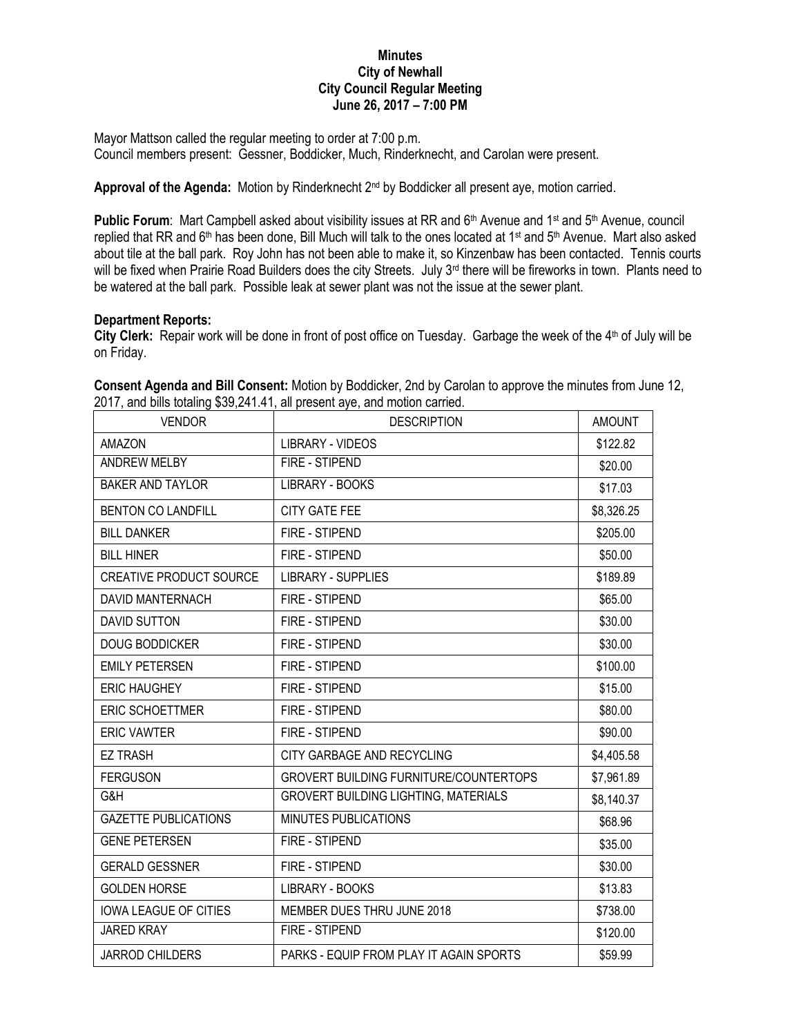**Minutes**
**City of Newhall**
**City Council Regular Meeting**
**June 26, 2017 – 7:00 PM**

Mayor Mattson called the regular meeting to order at 7:00 p.m.
Council members present: Gessner, Boddicker, Much, Rinderknecht, and Carolan were present.

**Approval of the Agenda:** Motion by Rinderknecht 2nd by Boddicker all present aye, motion carried.

**Public Forum**: Mart Campbell asked about visibility issues at RR and 6th Avenue and 1st and 5th Avenue, council replied that RR and 6th has been done, Bill Much will talk to the ones located at 1st and 5th Avenue. Mart also asked about tile at the ball park. Roy John has not been able to make it, so Kinzenbaw has been contacted. Tennis courts will be fixed when Prairie Road Builders does the city Streets. July 3rd there will be fireworks in town. Plants need to be watered at the ball park. Possible leak at sewer plant was not the issue at the sewer plant.

**Department Reports:**
**City Clerk:** Repair work will be done in front of post office on Tuesday. Garbage the week of the 4th of July will be on Friday.

**Consent Agenda and Bill Consent:** Motion by Boddicker, 2nd by Carolan to approve the minutes from June 12, 2017, and bills totaling $39,241.41, all present aye, and motion carried.

| VENDOR | DESCRIPTION | AMOUNT |
|---|---|---|
| AMAZON | LIBRARY - VIDEOS | $122.82 |
| ANDREW MELBY | FIRE - STIPEND | $20.00 |
| BAKER AND TAYLOR | LIBRARY - BOOKS | $17.03 |
| BENTON CO LANDFILL | CITY GATE FEE | $8,326.25 |
| BILL DANKER | FIRE - STIPEND | $205.00 |
| BILL HINER | FIRE - STIPEND | $50.00 |
| CREATIVE PRODUCT SOURCE | LIBRARY - SUPPLIES | $189.89 |
| DAVID MANTERNACH | FIRE - STIPEND | $65.00 |
| DAVID SUTTON | FIRE - STIPEND | $30.00 |
| DOUG BODDICKER | FIRE - STIPEND | $30.00 |
| EMILY PETERSEN | FIRE - STIPEND | $100.00 |
| ERIC HAUGHEY | FIRE - STIPEND | $15.00 |
| ERIC SCHOETTMER | FIRE - STIPEND | $80.00 |
| ERIC VAWTER | FIRE - STIPEND | $90.00 |
| EZ TRASH | CITY GARBAGE AND RECYCLING | $4,405.58 |
| FERGUSON | GROVERT BUILDING FURNITURE/COUNTERTOPS | $7,961.89 |
| G&H | GROVERT BUILDING LIGHTING, MATERIALS | $8,140.37 |
| GAZETTE PUBLICATIONS | MINUTES PUBLICATIONS | $68.96 |
| GENE PETERSEN | FIRE - STIPEND | $35.00 |
| GERALD GESSNER | FIRE - STIPEND | $30.00 |
| GOLDEN HORSE | LIBRARY - BOOKS | $13.83 |
| IOWA LEAGUE OF CITIES | MEMBER DUES THRU JUNE 2018 | $738.00 |
| JARED KRAY | FIRE - STIPEND | $120.00 |
| JARROD CHILDERS | PARKS - EQUIP FROM PLAY IT AGAIN SPORTS | $59.99 |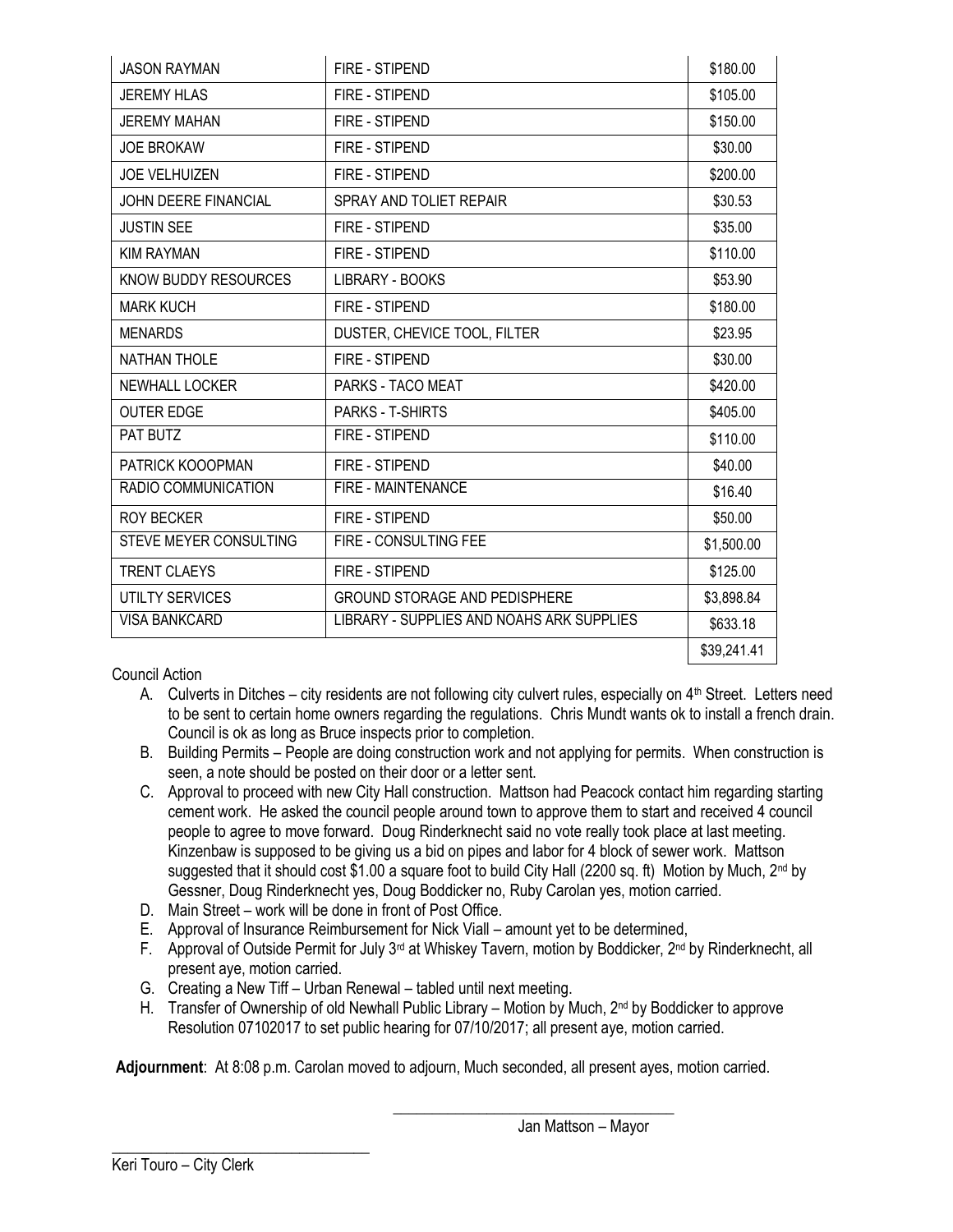| | | |
|---|---|---|
| JASON RAYMAN | FIRE - STIPEND | $180.00 |
| JEREMY HLAS | FIRE - STIPEND | $105.00 |
| JEREMY MAHAN | FIRE - STIPEND | $150.00 |
| JOE BROKAW | FIRE - STIPEND | $30.00 |
| JOE VELHUIZEN | FIRE - STIPEND | $200.00 |
| JOHN DEERE FINANCIAL | SPRAY AND TOLIET REPAIR | $30.53 |
| JUSTIN SEE | FIRE - STIPEND | $35.00 |
| KIM RAYMAN | FIRE - STIPEND | $110.00 |
| KNOW BUDDY RESOURCES | LIBRARY - BOOKS | $53.90 |
| MARK KUCH | FIRE - STIPEND | $180.00 |
| MENARDS | DUSTER, CHEVICE TOOL, FILTER | $23.95 |
| NATHAN THOLE | FIRE - STIPEND | $30.00 |
| NEWHALL LOCKER | PARKS - TACO MEAT | $420.00 |
| OUTER EDGE | PARKS - T-SHIRTS | $405.00 |
| PAT BUTZ | FIRE - STIPEND | $110.00 |
| PATRICK KOOOPMAN | FIRE - STIPEND | $40.00 |
| RADIO COMMUNICATION | FIRE - MAINTENANCE | $16.40 |
| ROY BECKER | FIRE - STIPEND | $50.00 |
| STEVE MEYER CONSULTING | FIRE - CONSULTING FEE | $1,500.00 |
| TRENT CLAEYS | FIRE - STIPEND | $125.00 |
| UTILTY SERVICES | GROUND STORAGE AND PEDISPHERE | $3,898.84 |
| VISA BANKCARD | LIBRARY - SUPPLIES AND NOAHS ARK SUPPLIES | $633.18 |
| | | $39,241.41 |

Council Action

A. Culverts in Ditches – city residents are not following city culvert rules, especially on 4th Street. Letters need to be sent to certain home owners regarding the regulations. Chris Mundt wants ok to install a french drain. Council is ok as long as Bruce inspects prior to completion.
B. Building Permits – People are doing construction work and not applying for permits. When construction is seen, a note should be posted on their door or a letter sent.
C. Approval to proceed with new City Hall construction. Mattson had Peacock contact him regarding starting cement work. He asked the council people around town to approve them to start and received 4 council people to agree to move forward. Doug Rinderknecht said no vote really took place at last meeting. Kinzenbaw is supposed to be giving us a bid on pipes and labor for 4 block of sewer work. Mattson suggested that it should cost $1.00 a square foot to build City Hall (2200 sq. ft) Motion by Much, 2nd by Gessner, Doug Rinderknecht yes, Doug Boddicker no, Ruby Carolan yes, motion carried.
D. Main Street – work will be done in front of Post Office.
E. Approval of Insurance Reimbursement for Nick Viall – amount yet to be determined,
F. Approval of Outside Permit for July 3rd at Whiskey Tavern, motion by Boddicker, 2nd by Rinderknecht, all present aye, motion carried.
G. Creating a New Tiff – Urban Renewal – tabled until next meeting.
H. Transfer of Ownership of old Newhall Public Library – Motion by Much, 2nd by Boddicker to approve Resolution 07102017 to set public hearing for 07/10/2017; all present aye, motion carried.

**Adjournment**: At 8:08 p.m. Carolan moved to adjourn, Much seconded, all present ayes, motion carried.

\_\_\_\_\_\_\_\_\_\_\_\_\_\_\_\_\_\_\_\_\_\_\_\_\_\_\_\_\_\_\_\_\_\_\_\_
Jan Mattson – Mayor

\_\_\_\_\_\_\_\_\_\_\_\_\_\_\_\_\_\_\_\_\_\_\_\_\_\_\_\_\_\_\_\_\_\_\_\_
Keri Touro – City Clerk